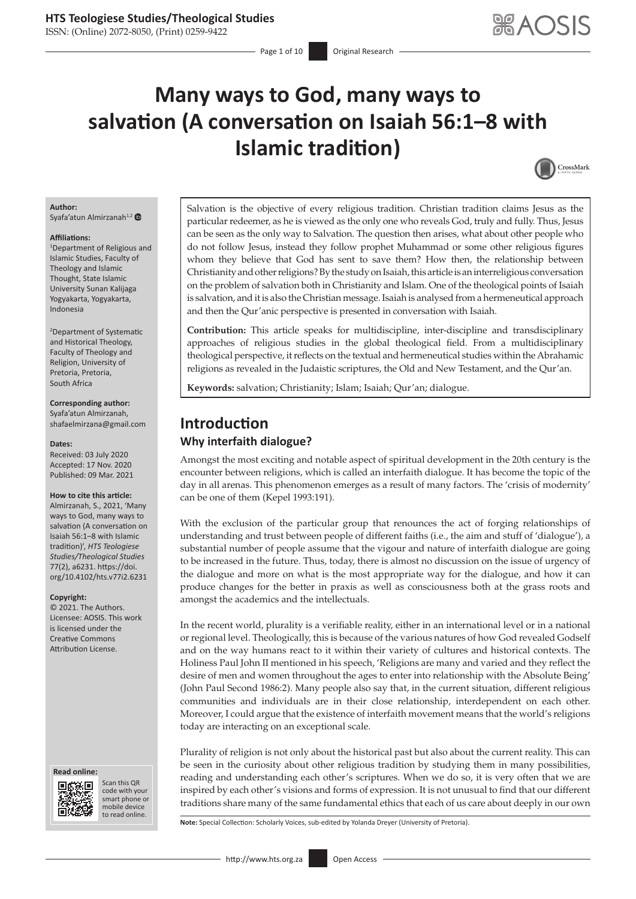# Many ways to God, many ways to salvation (A conversation on Isaiah 56:1–8 with Islamic tradition)

**Author:**
Syafa'atun Almirzanah[1,2]

**Affiliations:**
[1]Department of Religious and Islamic Studies, Faculty of Theology and Islamic Thought, State Islamic University Sunan Kalijaga Yogyakarta, Yogyakarta, Indonesia

[2]Department of Systematic and Historical Theology, Faculty of Theology and Religion, University of Pretoria, Pretoria, South Africa

**Corresponding author:**
Syafa'atun Almirzanah,
shafaelmirzana@gmail.com

**Dates:**
Received: 03 July 2020
Accepted: 17 Nov. 2020
Published: 09 Mar. 2021

**How to cite this article:**
Almirzanah, S., 2021, 'Many ways to God, many ways to salvation (A conversation on Isaiah 56:1–8 with Islamic tradition)', *HTS Teologiese Studies/Theological Studies* 77(2), a6231. https://doi.org/10.4102/hts.v77i2.6231

**Copyright:**
© 2021. The Authors. Licensee: AOSIS. This work is licensed under the Creative Commons Attribution License.

Salvation is the objective of every religious tradition. Christian tradition claims Jesus as the particular redeemer, as he is viewed as the only one who reveals God, truly and fully. Thus, Jesus can be seen as the only way to Salvation. The question then arises, what about other people who do not follow Jesus, instead they follow prophet Muhammad or some other religious figures whom they believe that God has sent to save them? How then, the relationship between Christianity and other religions? By the study on Isaiah, this article is an interreligious conversation on the problem of salvation both in Christianity and Islam. One of the theological points of Isaiah is salvation, and it is also the Christian message. Isaiah is analysed from a hermeneutical approach and then the Qur'anic perspective is presented in conversation with Isaiah.

**Contribution:** This article speaks for multidiscipline, inter-discipline and transdisciplinary approaches of religious studies in the global theological field. From a multidisciplinary theological perspective, it reflects on the textual and hermeneutical studies within the Abrahamic religions as revealed in the Judaistic scriptures, the Old and New Testament, and the Qur'an.

**Keywords:** salvation; Christianity; Islam; Isaiah; Qur'an; dialogue.

## Introduction

### Why interfaith dialogue?

Amongst the most exciting and notable aspect of spiritual development in the 20th century is the encounter between religions, which is called an interfaith dialogue. It has become the topic of the day in all arenas. This phenomenon emerges as a result of many factors. The 'crisis of modernity' can be one of them (Kepel 1993:191).

With the exclusion of the particular group that renounces the act of forging relationships of understanding and trust between people of different faiths (i.e., the aim and stuff of 'dialogue'), a substantial number of people assume that the vigour and nature of interfaith dialogue are going to be increased in the future. Thus, today, there is almost no discussion on the issue of urgency of the dialogue and more on what is the most appropriate way for the dialogue, and how it can produce changes for the better in praxis as well as consciousness both at the grass roots and amongst the academics and the intellectuals.

In the recent world, plurality is a verifiable reality, either in an international level or in a national or regional level. Theologically, this is because of the various natures of how God revealed Godself and on the way humans react to it within their variety of cultures and historical contexts. The Holiness Paul John II mentioned in his speech, 'Religions are many and varied and they reflect the desire of men and women throughout the ages to enter into relationship with the Absolute Being' (John Paul Second 1986:2). Many people also say that, in the current situation, different religious communities and individuals are in their close relationship, interdependent on each other. Moreover, I could argue that the existence of interfaith movement means that the world's religions today are interacting on an exceptional scale.

Plurality of religion is not only about the historical past but also about the current reality. This can be seen in the curiosity about other religious tradition by studying them in many possibilities, reading and understanding each other's scriptures. When we do so, it is very often that we are inspired by each other's visions and forms of expression. It is not unusual to find that our different traditions share many of the same fundamental ethics that each of us care about deeply in our own

**Note:** Special Collection: Scholarly Voices, sub-edited by Yolanda Dreyer (University of Pretoria).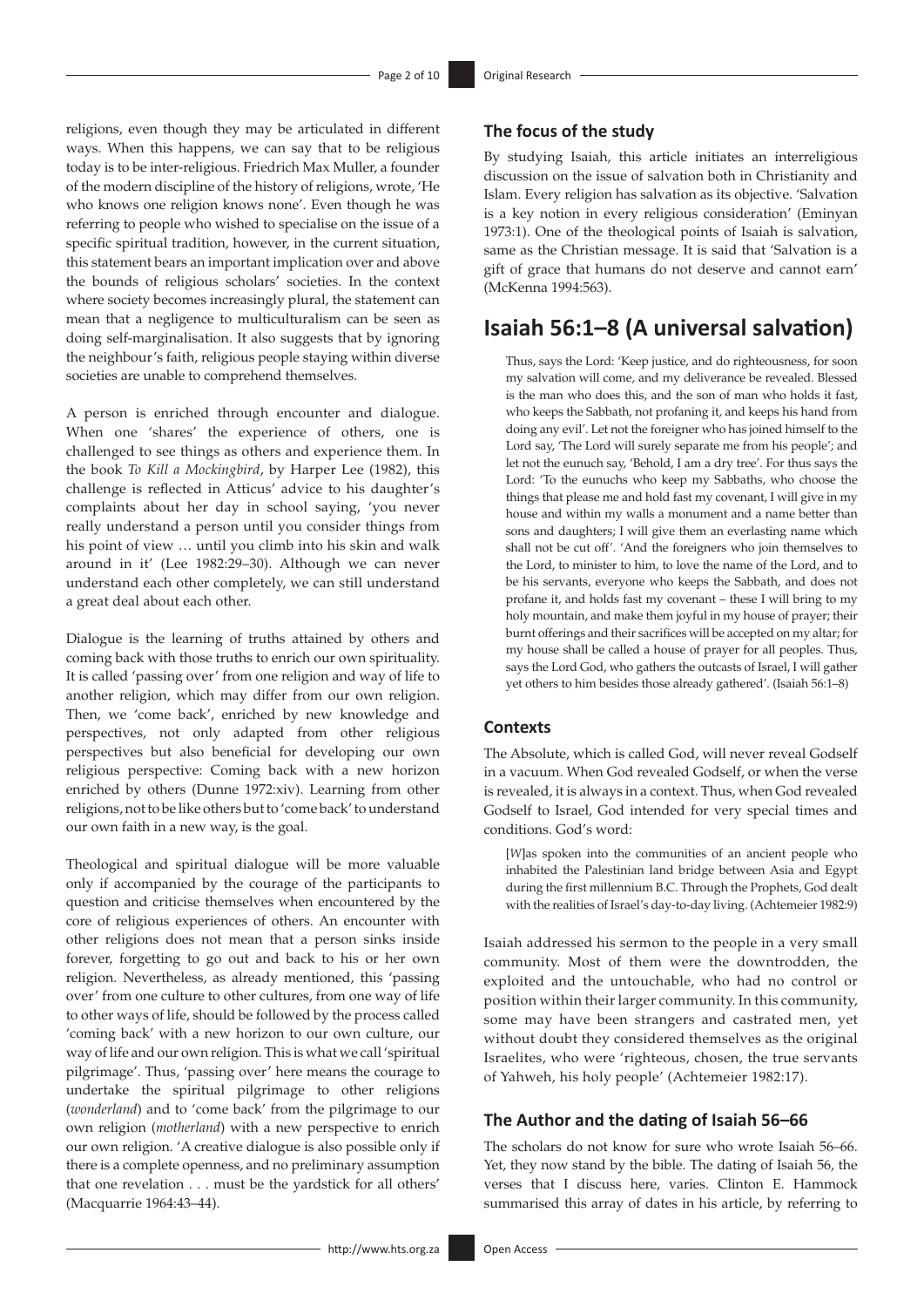religions, even though they may be articulated in different ways. When this happens, we can say that to be religious today is to be inter-religious. Friedrich Max Muller, a founder of the modern discipline of the history of religions, wrote, 'He who knows one religion knows none'. Even though he was referring to people who wished to specialise on the issue of a specific spiritual tradition, however, in the current situation, this statement bears an important implication over and above the bounds of religious scholars' societies. In the context where society becomes increasingly plural, the statement can mean that a negligence to multiculturalism can be seen as doing self-marginalisation. It also suggests that by ignoring the neighbour's faith, religious people staying within diverse societies are unable to comprehend themselves.

A person is enriched through encounter and dialogue. When one 'shares' the experience of others, one is challenged to see things as others and experience them. In the book *To Kill a Mockingbird*, by Harper Lee (1982), this challenge is reflected in Atticus' advice to his daughter's complaints about her day in school saying, 'you never really understand a person until you consider things from his point of view … until you climb into his skin and walk around in it' (Lee 1982:29–30). Although we can never understand each other completely, we can still understand a great deal about each other.

Dialogue is the learning of truths attained by others and coming back with those truths to enrich our own spirituality. It is called 'passing over' from one religion and way of life to another religion, which may differ from our own religion. Then, we 'come back', enriched by new knowledge and perspectives, not only adapted from other religious perspectives but also beneficial for developing our own religious perspective: Coming back with a new horizon enriched by others (Dunne 1972:xiv). Learning from other religions, not to be like others but to 'come back' to understand our own faith in a new way, is the goal.

Theological and spiritual dialogue will be more valuable only if accompanied by the courage of the participants to question and criticise themselves when encountered by the core of religious experiences of others. An encounter with other religions does not mean that a person sinks inside forever, forgetting to go out and back to his or her own religion. Nevertheless, as already mentioned, this 'passing over' from one culture to other cultures, from one way of life to other ways of life, should be followed by the process called 'coming back' with a new horizon to our own culture, our way of life and our own religion. This is what we call 'spiritual pilgrimage'. Thus, 'passing over' here means the courage to undertake the spiritual pilgrimage to other religions (*wonderland*) and to 'come back' from the pilgrimage to our own religion (*motherland*) with a new perspective to enrich our own religion. 'A creative dialogue is also possible only if there is a complete openness, and no preliminary assumption that one revelation . . . must be the yardstick for all others' (Macquarrie 1964:43–44).

### The focus of the study

By studying Isaiah, this article initiates an interreligious discussion on the issue of salvation both in Christianity and Islam. Every religion has salvation as its objective. 'Salvation is a key notion in every religious consideration' (Eminyan 1973:1). One of the theological points of Isaiah is salvation, same as the Christian message. It is said that 'Salvation is a gift of grace that humans do not deserve and cannot earn' (McKenna 1994:563).

## Isaiah 56:1–8 (A universal salvation)

> Thus, says the Lord: 'Keep justice, and do righteousness, for soon my salvation will come, and my deliverance be revealed. Blessed is the man who does this, and the son of man who holds it fast, who keeps the Sabbath, not profaning it, and keeps his hand from doing any evil'. Let not the foreigner who has joined himself to the Lord say, 'The Lord will surely separate me from his people'; and let not the eunuch say, 'Behold, I am a dry tree'. For thus says the Lord: 'To the eunuchs who keep my Sabbaths, who choose the things that please me and hold fast my covenant, I will give in my house and within my walls a monument and a name better than sons and daughters; I will give them an everlasting name which shall not be cut off'. 'And the foreigners who join themselves to the Lord, to minister to him, to love the name of the Lord, and to be his servants, everyone who keeps the Sabbath, and does not profane it, and holds fast my covenant – these I will bring to my holy mountain, and make them joyful in my house of prayer; their burnt offerings and their sacrifices will be accepted on my altar; for my house shall be called a house of prayer for all peoples. Thus, says the Lord God, who gathers the outcasts of Israel, I will gather yet others to him besides those already gathered'. (Isaiah 56:1–8)

### Contexts

The Absolute, which is called God, will never reveal Godself in a vacuum. When God revealed Godself, or when the verse is revealed, it is always in a context. Thus, when God revealed Godself to Israel, God intended for very special times and conditions. God's word:

> [*W*]as spoken into the communities of an ancient people who inhabited the Palestinian land bridge between Asia and Egypt during the first millennium B.C. Through the Prophets, God dealt with the realities of Israel's day-to-day living. (Achtemeier 1982:9)

Isaiah addressed his sermon to the people in a very small community. Most of them were the downtrodden, the exploited and the untouchable, who had no control or position within their larger community. In this community, some may have been strangers and castrated men, yet without doubt they considered themselves as the original Israelites, who were 'righteous, chosen, the true servants of Yahweh, his holy people' (Achtemeier 1982:17).

### The Author and the dating of Isaiah 56–66

The scholars do not know for sure who wrote Isaiah 56–66. Yet, they now stand by the bible. The dating of Isaiah 56, the verses that I discuss here, varies. Clinton E. Hammock summarised this array of dates in his article, by referring to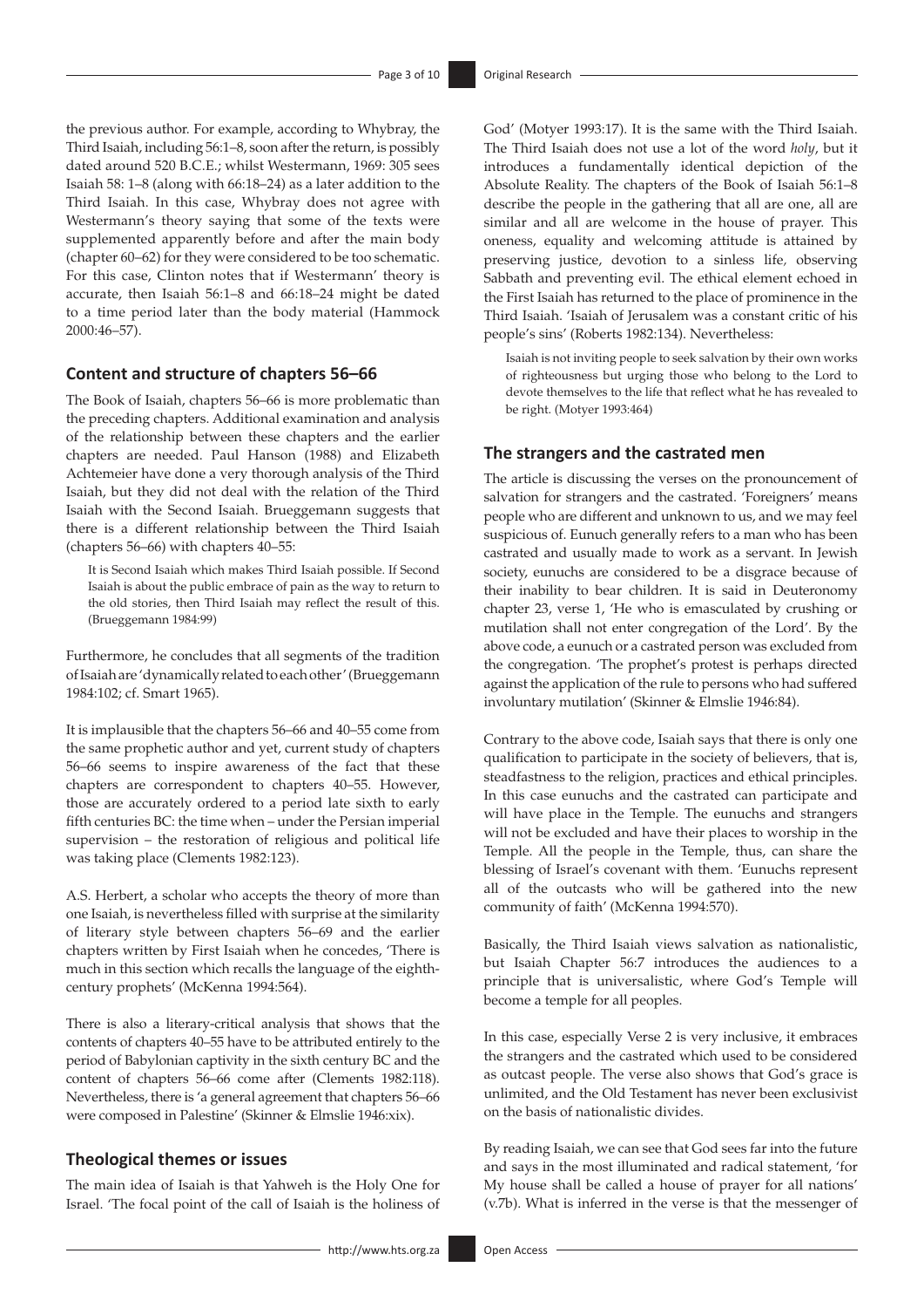the previous author. For example, according to Whybray, the Third Isaiah, including 56:1–8, soon after the return, is possibly dated around 520 B.C.E.; whilst Westermann, 1969: 305 sees Isaiah 58: 1–8 (along with 66:18–24) as a later addition to the Third Isaiah. In this case, Whybray does not agree with Westermann's theory saying that some of the texts were supplemented apparently before and after the main body (chapter 60–62) for they were considered to be too schematic. For this case, Clinton notes that if Westermann' theory is accurate, then Isaiah 56:1–8 and 66:18–24 might be dated to a time period later than the body material (Hammock 2000:46–57).

## Content and structure of chapters 56–66

The Book of Isaiah, chapters 56–66 is more problematic than the preceding chapters. Additional examination and analysis of the relationship between these chapters and the earlier chapters are needed. Paul Hanson (1988) and Elizabeth Achtemeier have done a very thorough analysis of the Third Isaiah, but they did not deal with the relation of the Third Isaiah with the Second Isaiah. Brueggemann suggests that there is a different relationship between the Third Isaiah (chapters 56–66) with chapters 40–55:

> It is Second Isaiah which makes Third Isaiah possible. If Second Isaiah is about the public embrace of pain as the way to return to the old stories, then Third Isaiah may reflect the result of this. (Brueggemann 1984:99)

Furthermore, he concludes that all segments of the tradition of Isaiah are 'dynamically related to each other' (Brueggemann 1984:102; cf. Smart 1965).

It is implausible that the chapters 56–66 and 40–55 come from the same prophetic author and yet, current study of chapters 56–66 seems to inspire awareness of the fact that these chapters are correspondent to chapters 40–55. However, those are accurately ordered to a period late sixth to early fifth centuries BC: the time when – under the Persian imperial supervision – the restoration of religious and political life was taking place (Clements 1982:123).

A.S. Herbert, a scholar who accepts the theory of more than one Isaiah, is nevertheless filled with surprise at the similarity of literary style between chapters 56–69 and the earlier chapters written by First Isaiah when he concedes, 'There is much in this section which recalls the language of the eighth-century prophets' (McKenna 1994:564).

There is also a literary-critical analysis that shows that the contents of chapters 40–55 have to be attributed entirely to the period of Babylonian captivity in the sixth century BC and the content of chapters 56–66 come after (Clements 1982:118). Nevertheless, there is 'a general agreement that chapters 56–66 were composed in Palestine' (Skinner & Elmslie 1946:xix).

## Theological themes or issues

The main idea of Isaiah is that Yahweh is the Holy One for Israel. 'The focal point of the call of Isaiah is the holiness of God' (Motyer 1993:17). It is the same with the Third Isaiah. The Third Isaiah does not use a lot of the word *holy*, but it introduces a fundamentally identical depiction of the Absolute Reality. The chapters of the Book of Isaiah 56:1–8 describe the people in the gathering that all are one, all are similar and all are welcome in the house of prayer. This oneness, equality and welcoming attitude is attained by preserving justice, devotion to a sinless life, observing Sabbath and preventing evil. The ethical element echoed in the First Isaiah has returned to the place of prominence in the Third Isaiah. 'Isaiah of Jerusalem was a constant critic of his people's sins' (Roberts 1982:134). Nevertheless:

> Isaiah is not inviting people to seek salvation by their own works of righteousness but urging those who belong to the Lord to devote themselves to the life that reflect what he has revealed to be right. (Motyer 1993:464)

## The strangers and the castrated men

The article is discussing the verses on the pronouncement of salvation for strangers and the castrated. 'Foreigners' means people who are different and unknown to us, and we may feel suspicious of. Eunuch generally refers to a man who has been castrated and usually made to work as a servant. In Jewish society, eunuchs are considered to be a disgrace because of their inability to bear children. It is said in Deuteronomy chapter 23, verse 1, 'He who is emasculated by crushing or mutilation shall not enter congregation of the Lord'. By the above code, a eunuch or a castrated person was excluded from the congregation. 'The prophet's protest is perhaps directed against the application of the rule to persons who had suffered involuntary mutilation' (Skinner & Elmslie 1946:84).

Contrary to the above code, Isaiah says that there is only one qualification to participate in the society of believers, that is, steadfastness to the religion, practices and ethical principles. In this case eunuchs and the castrated can participate and will have place in the Temple. The eunuchs and strangers will not be excluded and have their places to worship in the Temple. All the people in the Temple, thus, can share the blessing of Israel's covenant with them. 'Eunuchs represent all of the outcasts who will be gathered into the new community of faith' (McKenna 1994:570).

Basically, the Third Isaiah views salvation as nationalistic, but Isaiah Chapter 56:7 introduces the audiences to a principle that is universalistic, where God's Temple will become a temple for all peoples.

In this case, especially Verse 2 is very inclusive, it embraces the strangers and the castrated which used to be considered as outcast people. The verse also shows that God's grace is unlimited, and the Old Testament has never been exclusivist on the basis of nationalistic divides.

By reading Isaiah, we can see that God sees far into the future and says in the most illuminated and radical statement, 'for My house shall be called a house of prayer for all nations' (v.7b). What is inferred in the verse is that the messenger of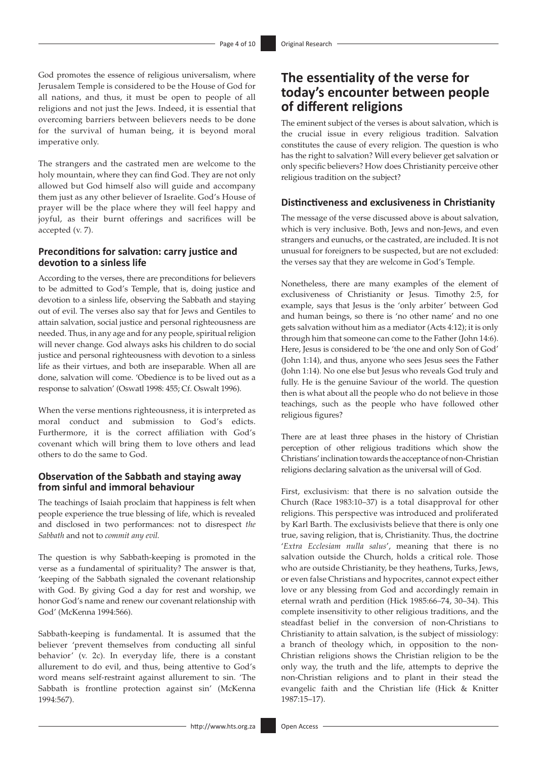God promotes the essence of religious universalism, where Jerusalem Temple is considered to be the House of God for all nations, and thus, it must be open to people of all religions and not just the Jews. Indeed, it is essential that overcoming barriers between believers needs to be done for the survival of human being, it is beyond moral imperative only.

The strangers and the castrated men are welcome to the holy mountain, where they can find God. They are not only allowed but God himself also will guide and accompany them just as any other believer of Israelite. God's House of prayer will be the place where they will feel happy and joyful, as their burnt offerings and sacrifices will be accepted (v. 7).

### Preconditions for salvation: carry justice and devotion to a sinless life

According to the verses, there are preconditions for believers to be admitted to God's Temple, that is, doing justice and devotion to a sinless life, observing the Sabbath and staying out of evil. The verses also say that for Jews and Gentiles to attain salvation, social justice and personal righteousness are needed. Thus, in any age and for any people, spiritual religion will never change. God always asks his children to do social justice and personal righteousness with devotion to a sinless life as their virtues, and both are inseparable. When all are done, salvation will come. 'Obedience is to be lived out as a response to salvation' (Oswatl 1998: 455; Cf. Oswalt 1996).

When the verse mentions righteousness, it is interpreted as moral conduct and submission to God's edicts. Furthermore, it is the correct affiliation with God's covenant which will bring them to love others and lead others to do the same to God.

### Observation of the Sabbath and staying away from sinful and immoral behaviour

The teachings of Isaiah proclaim that happiness is felt when people experience the true blessing of life, which is revealed and disclosed in two performances: not to disrespect *the Sabbath* and not to *commit any evil.*

The question is why Sabbath-keeping is promoted in the verse as a fundamental of spirituality? The answer is that, 'keeping of the Sabbath signaled the covenant relationship with God. By giving God a day for rest and worship, we honor God's name and renew our covenant relationship with God' (McKenna 1994:566).

Sabbath-keeping is fundamental. It is assumed that the believer 'prevent themselves from conducting all sinful behavior' (v. 2c). In everyday life, there is a constant allurement to do evil, and thus, being attentive to God's word means self-restraint against allurement to sin. 'The Sabbath is frontline protection against sin' (McKenna 1994:567).

## The essentiality of the verse for today's encounter between people of different religions

The eminent subject of the verses is about salvation, which is the crucial issue in every religious tradition. Salvation constitutes the cause of every religion. The question is who has the right to salvation? Will every believer get salvation or only specific believers? How does Christianity perceive other religious tradition on the subject?

### Distinctiveness and exclusiveness in Christianity

The message of the verse discussed above is about salvation, which is very inclusive. Both, Jews and non-Jews, and even strangers and eunuchs, or the castrated, are included. It is not unusual for foreigners to be suspected, but are not excluded: the verses say that they are welcome in God's Temple.

Nonetheless, there are many examples of the element of exclusiveness of Christianity or Jesus. Timothy 2:5, for example, says that Jesus is the 'only arbiter' between God and human beings, so there is 'no other name' and no one gets salvation without him as a mediator (Acts 4:12); it is only through him that someone can come to the Father (John 14:6). Here, Jesus is considered to be 'the one and only Son of God' (John 1:14), and thus, anyone who sees Jesus sees the Father (John 1:14). No one else but Jesus who reveals God truly and fully. He is the genuine Saviour of the world. The question then is what about all the people who do not believe in those teachings, such as the people who have followed other religious figures?

There are at least three phases in the history of Christian perception of other religious traditions which show the Christians' inclination towards the acceptance of non-Christian religions declaring salvation as the universal will of God.

First, exclusivism: that there is no salvation outside the Church (Race 1983:10–37) is a total disapproval for other religions. This perspective was introduced and proliferated by Karl Barth. The exclusivists believe that there is only one true, saving religion, that is, Christianity. Thus, the doctrine '*Extra Ecclesiam nulla salus*', meaning that there is no salvation outside the Church, holds a critical role. Those who are outside Christianity, be they heathens, Turks, Jews, or even false Christians and hypocrites, cannot expect either love or any blessing from God and accordingly remain in eternal wrath and perdition (Hick 1985:66–74, 30–34). This complete insensitivity to other religious traditions, and the steadfast belief in the conversion of non-Christians to Christianity to attain salvation, is the subject of missiology: a branch of theology which, in opposition to the non-Christian religions shows the Christian religion to be the only way, the truth and the life, attempts to deprive the non-Christian religions and to plant in their stead the evangelic faith and the Christian life (Hick & Knitter 1987:15–17).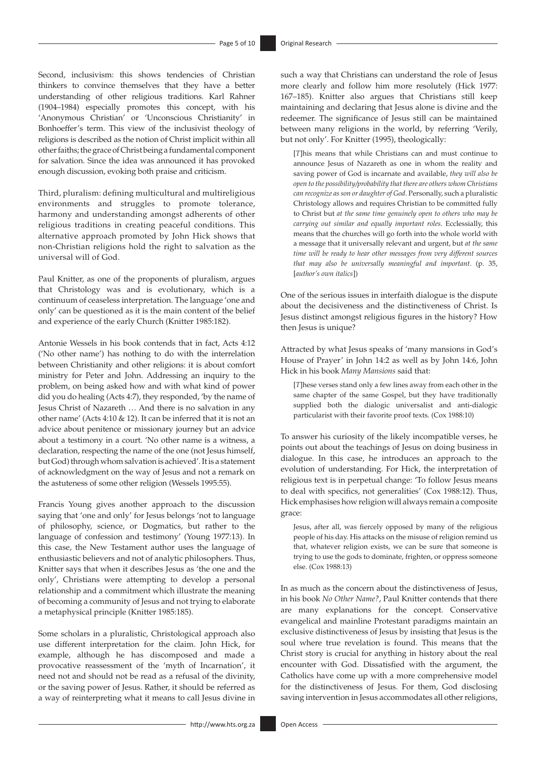Second, inclusivism: this shows tendencies of Christian thinkers to convince themselves that they have a better understanding of other religious traditions. Karl Rahner (1904–1984) especially promotes this concept, with his 'Anonymous Christian' or 'Unconscious Christianity' in Bonhoeffer's term. This view of the inclusivist theology of religions is described as the notion of Christ implicit within all other faiths; the grace of Christ being a fundamental component for salvation. Since the idea was announced it has provoked enough discussion, evoking both praise and criticism.

Third, pluralism: defining multicultural and multireligious environments and struggles to promote tolerance, harmony and understanding amongst adherents of other religious traditions in creating peaceful conditions. This alternative approach promoted by John Hick shows that non-Christian religions hold the right to salvation as the universal will of God.

Paul Knitter, as one of the proponents of pluralism, argues that Christology was and is evolutionary, which is a continuum of ceaseless interpretation. The language 'one and only' can be questioned as it is the main content of the belief and experience of the early Church (Knitter 1985:182).

Antonie Wessels in his book contends that in fact, Acts 4:12 ('No other name') has nothing to do with the interrelation between Christianity and other religions: it is about comfort ministry for Peter and John. Addressing an inquiry to the problem, on being asked how and with what kind of power did you do healing (Acts 4:7), they responded, 'by the name of Jesus Christ of Nazareth … And there is no salvation in any other name' (Acts 4:10 & 12). It can be inferred that it is not an advice about penitence or missionary journey but an advice about a testimony in a court. 'No other name is a witness, a declaration, respecting the name of the one (not Jesus himself, but God) through whom salvation is achieved'. It is a statement of acknowledgment on the way of Jesus and not a remark on the astuteness of some other religion (Wessels 1995:55).

Francis Young gives another approach to the discussion saying that 'one and only' for Jesus belongs 'not to language of philosophy, science, or Dogmatics, but rather to the language of confession and testimony' (Young 1977:13). In this case, the New Testament author uses the language of enthusiastic believers and not of analytic philosophers. Thus, Knitter says that when it describes Jesus as 'the one and the only', Christians were attempting to develop a personal relationship and a commitment which illustrate the meaning of becoming a community of Jesus and not trying to elaborate a metaphysical principle (Knitter 1985:185).

Some scholars in a pluralistic, Christological approach also use different interpretation for the claim. John Hick, for example, although he has discomposed and made a provocative reassessment of the 'myth of Incarnation', it need not and should not be read as a refusal of the divinity, or the saving power of Jesus. Rather, it should be referred as a way of reinterpreting what it means to call Jesus divine in such a way that Christians can understand the role of Jesus more clearly and follow him more resolutely (Hick 1977: 167–185). Knitter also argues that Christians still keep maintaining and declaring that Jesus alone is divine and the redeemer. The significance of Jesus still can be maintained between many religions in the world, by referring 'Verily, but not only'. For Knitter (1995), theologically:

> [*T*]his means that while Christians can and must continue to announce Jesus of Nazareth as one in whom the reality and saving power of God is incarnate and available, *they will also be open to the possibility/probability that there are others whom Christians can recognize as son or daughter of God*. Personally, such a pluralistic Christology allows and requires Christian to be committed fully to Christ but *at the same time genuinely open to others who may be carrying out similar and equally important roles*. Ecclessially, this means that the churches will go forth into the whole world with a message that it universally relevant and urgent, but *at the same time will be ready to hear other messages from very different sources that may also be universally meaningful and important*. (p. 35, [*author's own italics*])

One of the serious issues in interfaith dialogue is the dispute about the decisiveness and the distinctiveness of Christ. Is Jesus distinct amongst religious figures in the history? How then Jesus is unique?

Attracted by what Jesus speaks of 'many mansions in God's House of Prayer' in John 14:2 as well as by John 14:6, John Hick in his book *Many Mansions* said that:

> [*T*]hese verses stand only a few lines away from each other in the same chapter of the same Gospel, but they have traditionally supplied both the dialogic universalist and anti-dialogic particularist with their favorite proof texts. (Cox 1988:10)

To answer his curiosity of the likely incompatible verses, he points out about the teachings of Jesus on doing business in dialogue. In this case, he introduces an approach to the evolution of understanding. For Hick, the interpretation of religious text is in perpetual change: 'To follow Jesus means to deal with specifics, not generalities' (Cox 1988:12). Thus, Hick emphasises how religion will always remain a composite grace:

> Jesus, after all, was fiercely opposed by many of the religious people of his day. His attacks on the misuse of religion remind us that, whatever religion exists, we can be sure that someone is trying to use the gods to dominate, frighten, or oppress someone else. (Cox 1988:13)

In as much as the concern about the distinctiveness of Jesus, in his book *No Other Name?*, Paul Knitter contends that there are many explanations for the concept. Conservative evangelical and mainline Protestant paradigms maintain an exclusive distinctiveness of Jesus by insisting that Jesus is the soul where true revelation is found. This means that the Christ story is crucial for anything in history about the real encounter with God. Dissatisfied with the argument, the Catholics have come up with a more comprehensive model for the distinctiveness of Jesus. For them, God disclosing saving intervention in Jesus accommodates all other religions,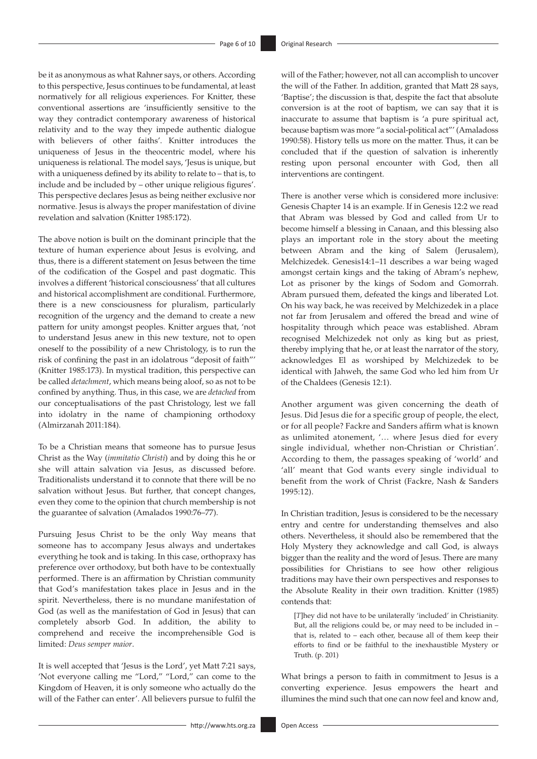be it as anonymous as what Rahner says, or others. According to this perspective, Jesus continues to be fundamental, at least normatively for all religious experiences. For Knitter, these conventional assertions are 'insufficiently sensitive to the way they contradict contemporary awareness of historical relativity and to the way they impede authentic dialogue with believers of other faiths'. Knitter introduces the uniqueness of Jesus in the theocentric model, where his uniqueness is relational. The model says, 'Jesus is unique, but with a uniqueness defined by its ability to relate to – that is, to include and be included by – other unique religious figures'. This perspective declares Jesus as being neither exclusive nor normative. Jesus is always the proper manifestation of divine revelation and salvation (Knitter 1985:172).

The above notion is built on the dominant principle that the texture of human experience about Jesus is evolving, and thus, there is a different statement on Jesus between the time of the codification of the Gospel and past dogmatic. This involves a different 'historical consciousness' that all cultures and historical accomplishment are conditional. Furthermore, there is a new consciousness for pluralism, particularly recognition of the urgency and the demand to create a new pattern for unity amongst peoples. Knitter argues that, 'not to understand Jesus anew in this new texture, not to open oneself to the possibility of a new Christology, is to run the risk of confining the past in an idolatrous "deposit of faith"' (Knitter 1985:173). In mystical tradition, this perspective can be called *detachment*, which means being aloof, so as not to be confined by anything. Thus, in this case, we are *detached* from our conceptualisations of the past Christology, lest we fall into idolatry in the name of championing orthodoxy (Almirzanah 2011:184).

To be a Christian means that someone has to pursue Jesus Christ as the Way (*immitatio Christi*) and by doing this he or she will attain salvation via Jesus, as discussed before. Traditionalists understand it to connote that there will be no salvation without Jesus. But further, that concept changes, even they come to the opinion that church membership is not the guarantee of salvation (Amalados 1990:76–77).

Pursuing Jesus Christ to be the only Way means that someone has to accompany Jesus always and undertakes everything he took and is taking. In this case, orthopraxy has preference over orthodoxy, but both have to be contextually performed. There is an affirmation by Christian community that God's manifestation takes place in Jesus and in the spirit. Nevertheless, there is no mundane manifestation of God (as well as the manifestation of God in Jesus) that can completely absorb God. In addition, the ability to comprehend and receive the incomprehensible God is limited: *Deus semper maior*.

It is well accepted that 'Jesus is the Lord', yet Matt 7:21 says, 'Not everyone calling me "Lord," "Lord," can come to the Kingdom of Heaven, it is only someone who actually do the will of the Father can enter'. All believers pursue to fulfil the will of the Father; however, not all can accomplish to uncover the will of the Father. In addition, granted that Matt 28 says, 'Baptise'; the discussion is that, despite the fact that absolute conversion is at the root of baptism, we can say that it is inaccurate to assume that baptism is 'a pure spiritual act, because baptism was more "a social-political act"' (Amaladoss 1990:58). History tells us more on the matter. Thus, it can be concluded that if the question of salvation is inherently resting upon personal encounter with God, then all interventions are contingent.

There is another verse which is considered more inclusive: Genesis Chapter 14 is an example. If in Genesis 12:2 we read that Abram was blessed by God and called from Ur to become himself a blessing in Canaan, and this blessing also plays an important role in the story about the meeting between Abram and the king of Salem (Jerusalem), Melchizedek. Genesis14:1–11 describes a war being waged amongst certain kings and the taking of Abram's nephew, Lot as prisoner by the kings of Sodom and Gomorrah. Abram pursued them, defeated the kings and liberated Lot. On his way back, he was received by Melchizedek in a place not far from Jerusalem and offered the bread and wine of hospitality through which peace was established. Abram recognised Melchizedek not only as king but as priest, thereby implying that he, or at least the narrator of the story, acknowledges El as worshiped by Melchizedek to be identical with Jahweh, the same God who led him from Ur of the Chaldees (Genesis 12:1).

Another argument was given concerning the death of Jesus. Did Jesus die for a specific group of people, the elect, or for all people? Fackre and Sanders affirm what is known as unlimited atonement, '… where Jesus died for every single individual, whether non-Christian or Christian'. According to them, the passages speaking of 'world' and 'all' meant that God wants every single individual to benefit from the work of Christ (Fackre, Nash & Sanders 1995:12).

In Christian tradition, Jesus is considered to be the necessary entry and centre for understanding themselves and also others. Nevertheless, it should also be remembered that the Holy Mystery they acknowledge and call God, is always bigger than the reality and the word of Jesus. There are many possibilities for Christians to see how other religious traditions may have their own perspectives and responses to the Absolute Reality in their own tradition. Knitter (1985) contends that:

> [*T*]hey did not have to be unilaterally 'included' in Christianity. But, all the religions could be, or may need to be included in – that is, related to – each other, because all of them keep their efforts to find or be faithful to the inexhaustible Mystery or Truth. (p. 201)

What brings a person to faith in commitment to Jesus is a converting experience. Jesus empowers the heart and illumines the mind such that one can now feel and know and,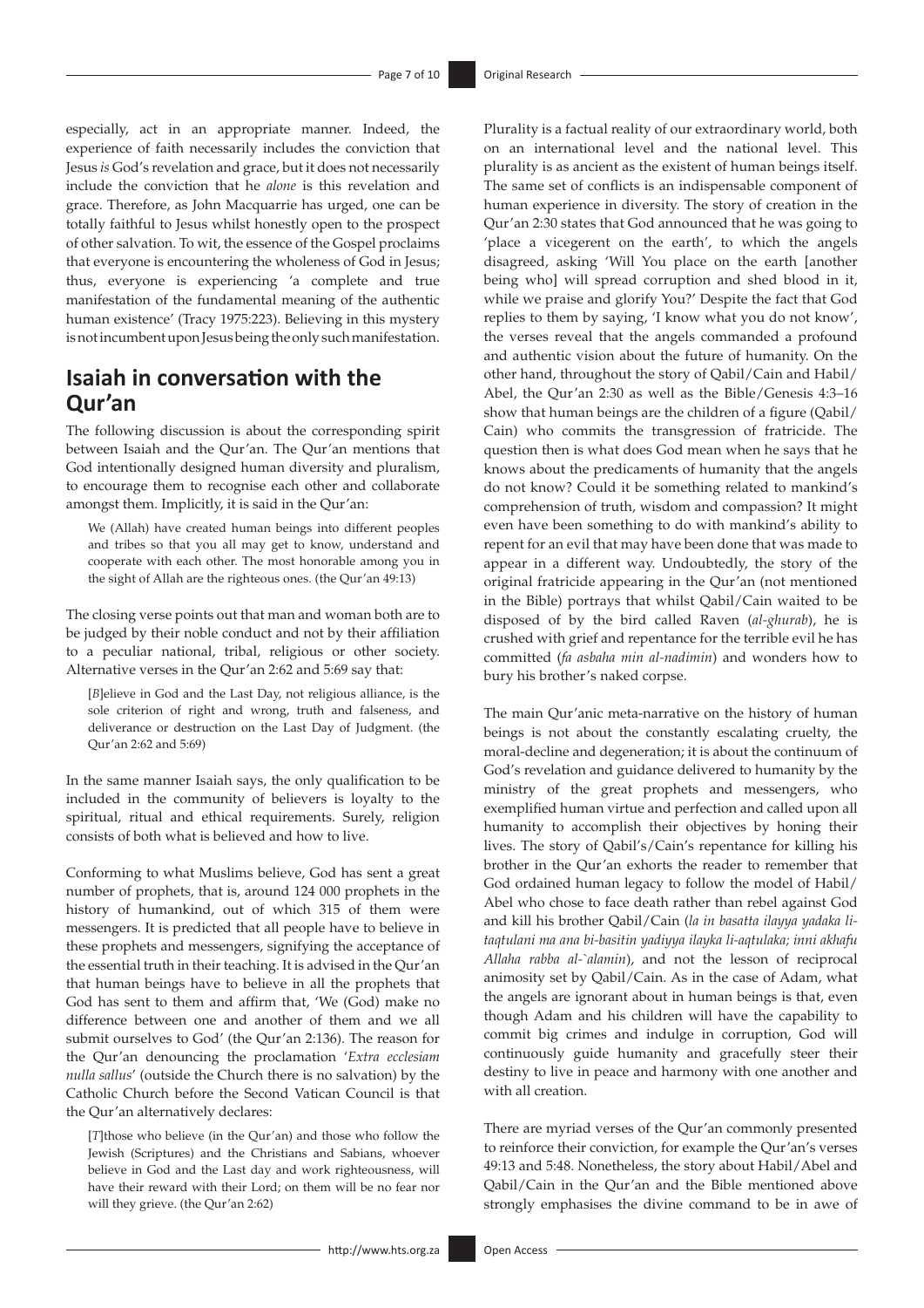especially, act in an appropriate manner. Indeed, the experience of faith necessarily includes the conviction that Jesus *is* God's revelation and grace, but it does not necessarily include the conviction that he *alone* is this revelation and grace. Therefore, as John Macquarrie has urged, one can be totally faithful to Jesus whilst honestly open to the prospect of other salvation. To wit, the essence of the Gospel proclaims that everyone is encountering the wholeness of God in Jesus; thus, everyone is experiencing 'a complete and true manifestation of the fundamental meaning of the authentic human existence' (Tracy 1975:223). Believing in this mystery is not incumbent upon Jesus being the only such manifestation.

## Isaiah in conversation with the Qur'an

The following discussion is about the corresponding spirit between Isaiah and the Qur'an. The Qur'an mentions that God intentionally designed human diversity and pluralism, to encourage them to recognise each other and collaborate amongst them. Implicitly, it is said in the Qur'an:

> We (Allah) have created human beings into different peoples and tribes so that you all may get to know, understand and cooperate with each other. The most honorable among you in the sight of Allah are the righteous ones. (the Qur'an 49:13)

The closing verse points out that man and woman both are to be judged by their noble conduct and not by their affiliation to a peculiar national, tribal, religious or other society. Alternative verses in the Qur'an 2:62 and 5:69 say that:

> [*B*]elieve in God and the Last Day, not religious alliance, is the sole criterion of right and wrong, truth and falseness, and deliverance or destruction on the Last Day of Judgment. (the Qur'an 2:62 and 5:69)

In the same manner Isaiah says, the only qualification to be included in the community of believers is loyalty to the spiritual, ritual and ethical requirements. Surely, religion consists of both what is believed and how to live.

Conforming to what Muslims believe, God has sent a great number of prophets, that is, around 124 000 prophets in the history of humankind, out of which 315 of them were messengers. It is predicted that all people have to believe in these prophets and messengers, signifying the acceptance of the essential truth in their teaching. It is advised in the Qur'an that human beings have to believe in all the prophets that God has sent to them and affirm that, 'We (God) make no difference between one and another of them and we all submit ourselves to God' (the Qur'an 2:136). The reason for the Qur'an denouncing the proclamation '*Extra ecclesiam nulla sallus*' (outside the Church there is no salvation) by the Catholic Church before the Second Vatican Council is that the Qur'an alternatively declares:

> [*T*]those who believe (in the Qur'an) and those who follow the Jewish (Scriptures) and the Christians and Sabians, whoever believe in God and the Last day and work righteousness, will have their reward with their Lord; on them will be no fear nor will they grieve. (the Qur'an 2:62)

Plurality is a factual reality of our extraordinary world, both on an international level and the national level. This plurality is as ancient as the existent of human beings itself. The same set of conflicts is an indispensable component of human experience in diversity. The story of creation in the Qur'an 2:30 states that God announced that he was going to 'place a vicegerent on the earth', to which the angels disagreed, asking 'Will You place on the earth [another being who] will spread corruption and shed blood in it, while we praise and glorify You?' Despite the fact that God replies to them by saying, 'I know what you do not know', the verses reveal that the angels commanded a profound and authentic vision about the future of humanity. On the other hand, throughout the story of Qabil/Cain and Habil/Abel, the Qur'an 2:30 as well as the Bible/Genesis 4:3–16 show that human beings are the children of a figure (Qabil/Cain) who commits the transgression of fratricide. The question then is what does God mean when he says that he knows about the predicaments of humanity that the angels do not know? Could it be something related to mankind's comprehension of truth, wisdom and compassion? It might even have been something to do with mankind's ability to repent for an evil that may have been done that was made to appear in a different way. Undoubtedly, the story of the original fratricide appearing in the Qur'an (not mentioned in the Bible) portrays that whilst Qabil/Cain waited to be disposed of by the bird called Raven (*al-ghurab*), he is crushed with grief and repentance for the terrible evil he has committed (*fa asbaha min al-nadimin*) and wonders how to bury his brother's naked corpse.

The main Qur'anic meta-narrative on the history of human beings is not about the constantly escalating cruelty, the moral-decline and degeneration; it is about the continuum of God's revelation and guidance delivered to humanity by the ministry of the great prophets and messengers, who exemplified human virtue and perfection and called upon all humanity to accomplish their objectives by honing their lives. The story of Qabil's/Cain's repentance for killing his brother in the Qur'an exhorts the reader to remember that God ordained human legacy to follow the model of Habil/Abel who chose to face death rather than rebel against God and kill his brother Qabil/Cain (*la in basatta ilayya yadaka li-taqtulani ma ana bi-basitin yadiyya ilayka li-aqtulaka; inni akhafu Allaha rabba al-`alamin*), and not the lesson of reciprocal animosity set by Qabil/Cain. As in the case of Adam, what the angels are ignorant about in human beings is that, even though Adam and his children will have the capability to commit big crimes and indulge in corruption, God will continuously guide humanity and gracefully steer their destiny to live in peace and harmony with one another and with all creation.

There are myriad verses of the Qur'an commonly presented to reinforce their conviction, for example the Qur'an's verses 49:13 and 5:48. Nonetheless, the story about Habil/Abel and Qabil/Cain in the Qur'an and the Bible mentioned above strongly emphasises the divine command to be in awe of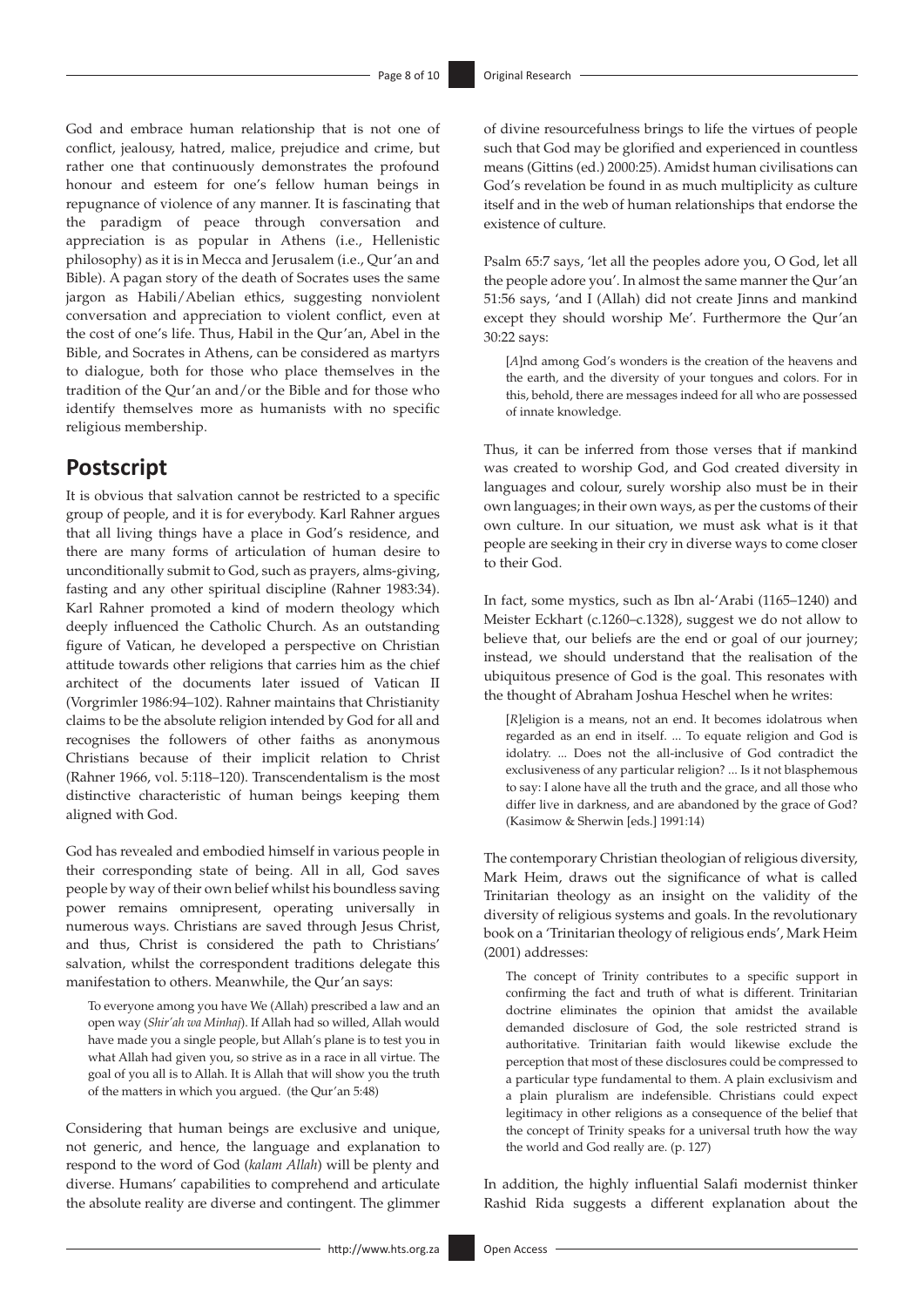God and embrace human relationship that is not one of conflict, jealousy, hatred, malice, prejudice and crime, but rather one that continuously demonstrates the profound honour and esteem for one's fellow human beings in repugnance of violence of any manner. It is fascinating that the paradigm of peace through conversation and appreciation is as popular in Athens (i.e., Hellenistic philosophy) as it is in Mecca and Jerusalem (i.e., Qur'an and Bible). A pagan story of the death of Socrates uses the same jargon as Habili/Abelian ethics, suggesting nonviolent conversation and appreciation to violent conflict, even at the cost of one's life. Thus, Habil in the Qur'an, Abel in the Bible, and Socrates in Athens, can be considered as martyrs to dialogue, both for those who place themselves in the tradition of the Qur'an and/or the Bible and for those who identify themselves more as humanists with no specific religious membership.

## Postscript

It is obvious that salvation cannot be restricted to a specific group of people, and it is for everybody. Karl Rahner argues that all living things have a place in God's residence, and there are many forms of articulation of human desire to unconditionally submit to God, such as prayers, alms-giving, fasting and any other spiritual discipline (Rahner 1983:34). Karl Rahner promoted a kind of modern theology which deeply influenced the Catholic Church. As an outstanding figure of Vatican, he developed a perspective on Christian attitude towards other religions that carries him as the chief architect of the documents later issued of Vatican II (Vorgrimler 1986:94–102). Rahner maintains that Christianity claims to be the absolute religion intended by God for all and recognises the followers of other faiths as anonymous Christians because of their implicit relation to Christ (Rahner 1966, vol. 5:118–120). Transcendentalism is the most distinctive characteristic of human beings keeping them aligned with God.

God has revealed and embodied himself in various people in their corresponding state of being. All in all, God saves people by way of their own belief whilst his boundless saving power remains omnipresent, operating universally in numerous ways. Christians are saved through Jesus Christ, and thus, Christ is considered the path to Christians' salvation, whilst the correspondent traditions delegate this manifestation to others. Meanwhile, the Qur'an says:

> To everyone among you have We (Allah) prescribed a law and an open way (*Shir'ah wa Minhaj*). If Allah had so willed, Allah would have made you a single people, but Allah's plane is to test you in what Allah had given you, so strive as in a race in all virtue. The goal of you all is to Allah. It is Allah that will show you the truth of the matters in which you argued. (the Qur'an 5:48)

Considering that human beings are exclusive and unique, not generic, and hence, the language and explanation to respond to the word of God (*kalam Allah*) will be plenty and diverse. Humans' capabilities to comprehend and articulate the absolute reality are diverse and contingent. The glimmer of divine resourcefulness brings to life the virtues of people such that God may be glorified and experienced in countless means (Gittins (ed.) 2000:25). Amidst human civilisations can God's revelation be found in as much multiplicity as culture itself and in the web of human relationships that endorse the existence of culture.

Psalm 65:7 says, 'let all the peoples adore you, O God, let all the people adore you'. In almost the same manner the Qur'an 51:56 says, 'and I (Allah) did not create Jinns and mankind except they should worship Me'. Furthermore the Qur'an 30:22 says:

> [*A*]nd among God's wonders is the creation of the heavens and the earth, and the diversity of your tongues and colors. For in this, behold, there are messages indeed for all who are possessed of innate knowledge.

Thus, it can be inferred from those verses that if mankind was created to worship God, and God created diversity in languages and colour, surely worship also must be in their own languages; in their own ways, as per the customs of their own culture. In our situation, we must ask what is it that people are seeking in their cry in diverse ways to come closer to their God.

In fact, some mystics, such as Ibn al-'Arabi (1165–1240) and Meister Eckhart (c.1260–c.1328), suggest we do not allow to believe that, our beliefs are the end or goal of our journey; instead, we should understand that the realisation of the ubiquitous presence of God is the goal. This resonates with the thought of Abraham Joshua Heschel when he writes:

> [*R*]eligion is a means, not an end. It becomes idolatrous when regarded as an end in itself. ... To equate religion and God is idolatry. ... Does not the all-inclusive of God contradict the exclusiveness of any particular religion? ... Is it not blasphemous to say: I alone have all the truth and the grace, and all those who differ live in darkness, and are abandoned by the grace of God? (Kasimow & Sherwin [eds.] 1991:14)

The contemporary Christian theologian of religious diversity, Mark Heim, draws out the significance of what is called Trinitarian theology as an insight on the validity of the diversity of religious systems and goals. In the revolutionary book on a 'Trinitarian theology of religious ends', Mark Heim (2001) addresses:

> The concept of Trinity contributes to a specific support in confirming the fact and truth of what is different. Trinitarian doctrine eliminates the opinion that amidst the available demanded disclosure of God, the sole restricted strand is authoritative. Trinitarian faith would likewise exclude the perception that most of these disclosures could be compressed to a particular type fundamental to them. A plain exclusivism and a plain pluralism are indefensible. Christians could expect legitimacy in other religions as a consequence of the belief that the concept of Trinity speaks for a universal truth how the way the world and God really are. (p. 127)

In addition, the highly influential Salafi modernist thinker Rashid Rida suggests a different explanation about the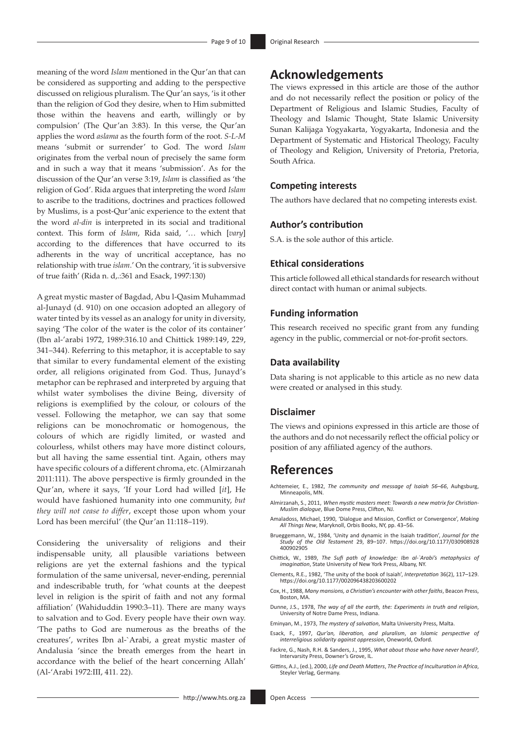meaning of the word *Islam* mentioned in the Qur'an that can be considered as supporting and adding to the perspective discussed on religious pluralism. The Qur'an says, 'is it other than the religion of God they desire, when to Him submitted those within the heavens and earth, willingly or by compulsion' (The Qur'an 3:83). In this verse, the Qur'an applies the word *aslama* as the fourth form of the root. *S-L-M* means 'submit or surrender' to God. The word *Islam* originates from the verbal noun of precisely the same form and in such a way that it means 'submission'. As for the discussion of the Qur'an verse 3:19, *Islam* is classified as 'the religion of God'. Rida argues that interpreting the word *Islam* to ascribe to the traditions, doctrines and practices followed by Muslims, is a post-Qur'anic experience to the extent that the word *al-din* is interpreted in its social and traditional context. This form of *Islam*, Rida said, '… which [*vary*] according to the differences that have occurred to its adherents in the way of uncritical acceptance, has no relationship with true *islam*.' On the contrary, 'it is subversive of true faith' (Rida n. d,.:361 and Esack, 1997:130)

A great mystic master of Bagdad, Abu l-Qasim Muhammad al-Junayd (d. 910) on one occasion adopted an allegory of water tinted by its vessel as an analogy for unity in diversity, saying 'The color of the water is the color of its container' (Ibn al-'arabi 1972, 1989:316.10 and Chittick 1989:149, 229, 341–344). Referring to this metaphor, it is acceptable to say that similar to every fundamental element of the existing order, all religions originated from God. Thus, Junayd's metaphor can be rephrased and interpreted by arguing that whilst water symbolises the divine Being, diversity of religions is exemplified by the colour, or colours of the vessel. Following the metaphor, we can say that some religions can be monochromatic or homogenous, the colours of which are rigidly limited, or wasted and colourless, whilst others may have more distinct colours, but all having the same essential tint. Again, others may have specific colours of a different chroma, etc. (Almirzanah 2011:111). The above perspective is firmly grounded in the Qur'an, where it says, 'If your Lord had willed [*it*], He would have fashioned humanity into one community, *but they will not cease to differ*, except those upon whom your Lord has been merciful' (the Qur'an 11:118–119).

Considering the universality of religions and their indispensable unity, all plausible variations between religions are yet the external fashions and the typical formulation of the same universal, never-ending, perennial and indescribable truth, for 'what counts at the deepest level in religion is the spirit of faith and not any formal affiliation' (Wahiduddin 1990:3–11). There are many ways to salvation and to God. Every people have their own way. 'The paths to God are numerous as the breaths of the creatures', writes Ibn al-`Arabi, a great mystic master of Andalusia 'since the breath emerges from the heart in accordance with the belief of the heart concerning Allah' (Al-'Arabi 1972:III, 411. 22).

# Acknowledgements

The views expressed in this article are those of the author and do not necessarily reflect the position or policy of the Department of Religious and Islamic Studies, Faculty of Theology and Islamic Thought, State Islamic University Sunan Kalijaga Yogyakarta, Yogyakarta, Indonesia and the Department of Systematic and Historical Theology, Faculty of Theology and Religion, University of Pretoria, Pretoria, South Africa.

## Competing interests

The authors have declared that no competing interests exist.

## Author's contribution

S.A. is the sole author of this article.

## Ethical considerations

This article followed all ethical standards for research without direct contact with human or animal subjects.

## Funding information

This research received no specific grant from any funding agency in the public, commercial or not-for-profit sectors.

## Data availability

Data sharing is not applicable to this article as no new data were created or analysed in this study.

## Disclaimer

The views and opinions expressed in this article are those of the authors and do not necessarily reflect the official policy or position of any affiliated agency of the authors.

# References

Achtemeier, E., 1982, *The community and message of Isaiah 56–66*, Auhgsburg, Minneapolis, MN.

Almirzanah, S., 2011, *When mystic masters meet: Towards a new matrix for Christian-Muslim dialogue*, Blue Dome Press, Clifton, NJ.

Amaladoss, Michael, 1990, 'Dialogue and Mission, Conflict or Convergence', *Making All Things New*, Maryknoll, Orbis Books, NY, pp. 43–56.

Brueggemann, W., 1984, 'Unity and dynamic in the Isaiah tradition', *Journal for the Study of the Old Testament* 29, 89–107. https://doi.org/10.1177/030908928400902905

Chittick, W., 1989, *The Sufi path of knowledge: Ibn al-`Arabi's metaphysics of imagination*, State University of New York Press, Albany, NY.

Clements, R.E., 1982, 'The unity of the book of Isaiah', *Interpretation* 36(2), 117–129. https://doi.org/10.1177/002096438203600202

Cox, H., 1988, *Many mansions, a Christian's encounter with other faiths*, Beacon Press, Boston, MA.

Dunne, J.S., 1978, *The way of all the earth, the: Experiments in truth and religion*, University of Notre Dame Press, Indiana.

Eminyan, M., 1973, *The mystery of salvation*, Malta University Press, Malta.

Esack, F., 1997, *Qur'an, liberation, and pluralism*, *an Islamic perspective of interreligious solidarity against oppression*, Oneworld, Oxford.

Fackre, G., Nash, R.H. & Sanders, J., 1995, *What about those who have never heard?*, Intervarsity Press, Downer's Grove, IL.

Gittins, A.J., (ed.), 2000, *Life and Death Matters*, *The Practice of Inculturation in Africa*, Steyler Verlag, Germany.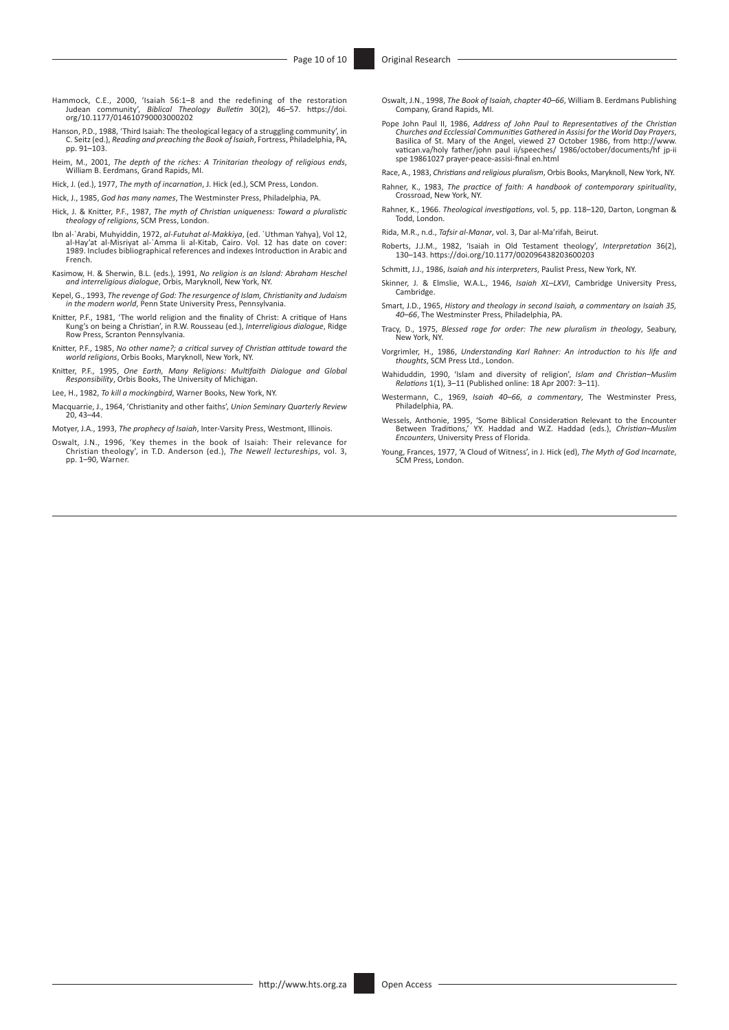Hammock, C.E., 2000, 'Isaiah 56:1–8 and the redefining of the restoration Judean community', *Biblical Theology Bulletin* 30(2), 46–57. https://doi.org/10.1177/014610790003000202

Hanson, P.D., 1988, 'Third Isaiah: The theological legacy of a struggling community', in C. Seitz (ed.), *Reading and preaching the Book of Isaiah*, Fortress, Philadelphia, PA, pp. 91–103.

Heim, M., 2001, *The depth of the riches: A Trinitarian theology of religious ends*, William B. Eerdmans, Grand Rapids, MI.

Hick, J. (ed.), 1977, *The myth of incarnation*, J. Hick (ed.), SCM Press, London.

Hick, J., 1985, *God has many names*, The Westminster Press, Philadelphia, PA.

Hick, J. & Knitter, P.F., 1987, *The myth of Christian uniqueness: Toward a pluralistic theology of religions*, SCM Press, London.

Ibn al-`Arabi, Muhyiddin, 1972, *al-Futuhat al-Makkiya*, (ed. `Uthman Yahya), Vol 12, al-Hay'at al-Misriyat al-`Amma li al-Kitab, Cairo. Vol. 12 has date on cover: 1989. Includes bibliographical references and indexes Introduction in Arabic and French.

Kasimow, H. & Sherwin, B.L. (eds.), 1991, *No religion is an Island: Abraham Heschel and interreligious dialogue*, Orbis, Maryknoll, New York, NY.

Kepel, G., 1993, *The revenge of God: The resurgence of Islam, Christianity and Judaism in the modern world*, Penn State University Press, Pennsylvania.

Knitter, P.F., 1981, 'The world religion and the finality of Christ: A critique of Hans Kung's on being a Christian', in R.W. Rousseau (ed.), *Interreligious dialogue*, Ridge Row Press, Scranton Pennsylvania.

Knitter, P.F., 1985, *No other name?; a critical survey of Christian attitude toward the world religions*, Orbis Books, Maryknoll, New York, NY.

Knitter, P.F., 1995, *One Earth, Many Religions: Multifaith Dialogue and Global Responsibility*, Orbis Books, The University of Michigan.

Lee, H., 1982, *To kill a mockingbird*, Warner Books, New York, NY.

Macquarrie, J., 1964, 'Christianity and other faiths', *Union Seminary Quarterly Review* 20, 43–44.

Motyer, J.A., 1993, *The prophecy of Isaiah*, Inter-Varsity Press, Westmont, Illinois.

Oswalt, J.N., 1996, 'Key themes in the book of Isaiah: Their relevance for Christian theology', in T.D. Anderson (ed.), *The Newell lectureships*, vol. 3, pp. 1–90, Warner.

Oswalt, J.N., 1998, *The Book of Isaiah, chapter 40–66*, William B. Eerdmans Publishing Company, Grand Rapids, MI.

Pope John Paul II, 1986, *Address of John Paul to Representatives of the Christian Churches and Ecclesial Communities Gathered in Assisi for the World Day Prayers*, Basilica of St. Mary of the Angel, viewed 27 October 1986, from http://www.vatican.va/holy father/john paul ii/speeches/ 1986/october/documents/hf jp-ii spe 19861027 prayer-peace-assisi-final en.html

Race, A., 1983, *Christians and religious pluralism*, Orbis Books, Maryknoll, New York, NY.

Rahner, K., 1983, *The practice of faith: A handbook of contemporary spirituality*, Crossroad, New York, NY.

Rahner, K., 1966. *Theological investigations*, vol. 5, pp. 118–120, Darton, Longman & Todd, London.

Rida, M.R., n.d., *Tafsir al-Manar*, vol. 3, Dar al-Ma'rifah, Beirut.

Roberts, J.J.M., 1982, 'Isaiah in Old Testament theology', *Interpretation* 36(2), 130–143. https://doi.org/10.1177/002096438203600203

Schmitt, J.J., 1986, *Isaiah and his interpreters*, Paulist Press, New York, NY.

Skinner, J. & Elmslie, W.A.L., 1946, *Isaiah XL–LXVI*, Cambridge University Press, Cambridge.

Smart, J.D., 1965, *History and theology in second Isaiah, a commentary on Isaiah 35, 40–66*, The Westminster Press, Philadelphia, PA.

Tracy, D., 1975, *Blessed rage for order: The new pluralism in theology*, Seabury, New York, NY.

Vorgrimler, H., 1986, *Understanding Karl Rahner: An introduction to his life and thoughts*, SCM Press Ltd., London.

Wahiduddin, 1990, 'Islam and diversity of religion', *Islam and Christian–Muslim Relations* 1(1), 3–11 (Published online: 18 Apr 2007: 3–11).

Westermann, C., 1969, *Isaiah 40–66, a commentary*, The Westminster Press, Philadelphia, PA.

Wessels, Anthonie, 1995, 'Some Biblical Consideration Relevant to the Encounter Between Traditions,' Y.Y. Haddad and W.Z. Haddad (eds.), *Christian–Muslim Encounters*, University Press of Florida.

Young, Frances, 1977, 'A Cloud of Witness', in J. Hick (ed), *The Myth of God Incarnate*, SCM Press, London.